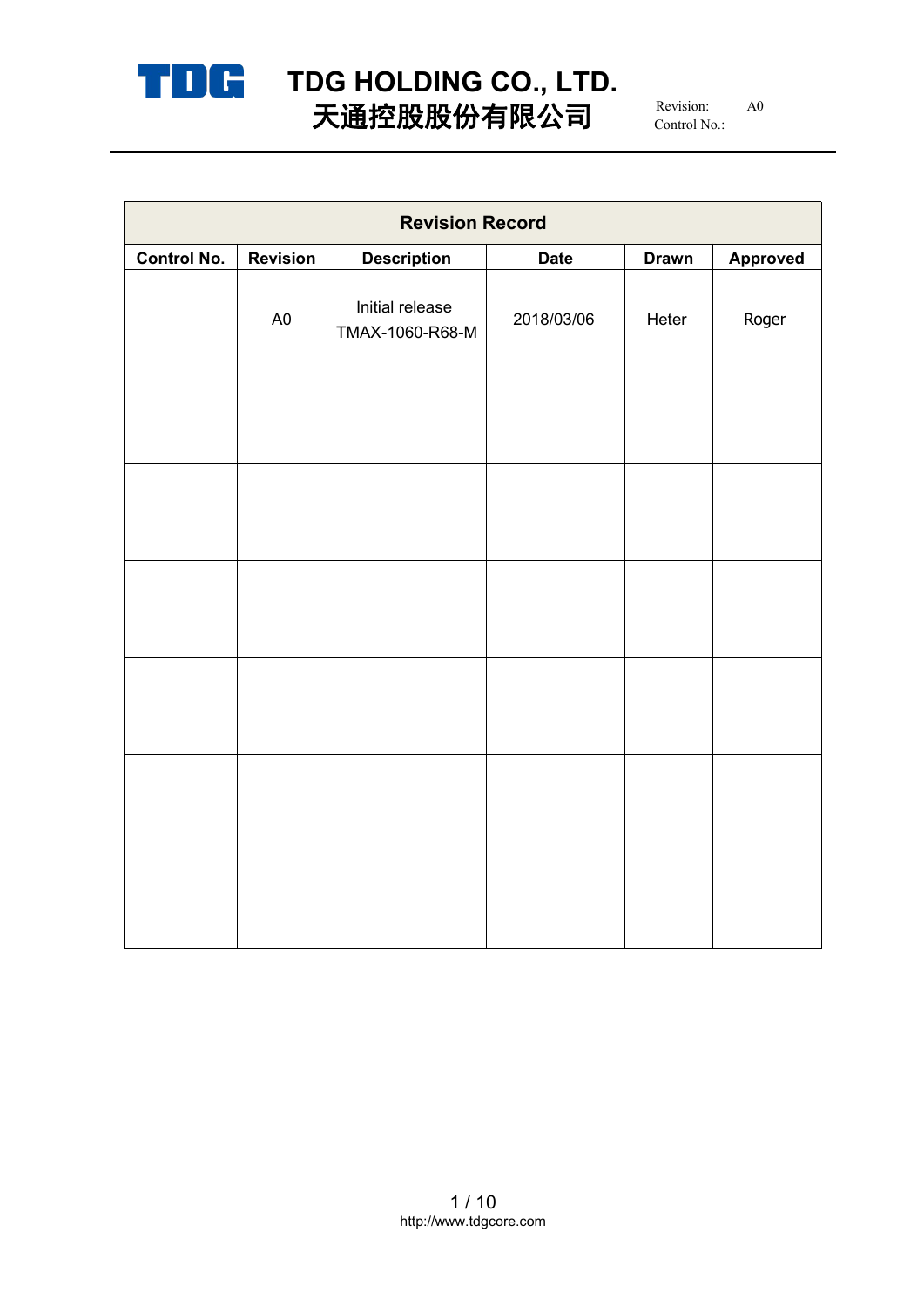# TDG HOLDING CO., LTD.
# 天通控股股份有限公司

Revision: A0
Control No.:

| Revision Record | | | | | |
|---|---|---|---|---|---|
| **Control No.** | **Revision** | **Description** | **Date** | **Drawn** | **Approved** |
| | A0 | Initial release TMAX-1060-R68-M | 2018/03/06 | Heter | Roger |
| | | | | | |
| | | | | | |
| | | | | | |
| | | | | | |
| | | | | | |
| | | | | | |

http://www.tdgcore.com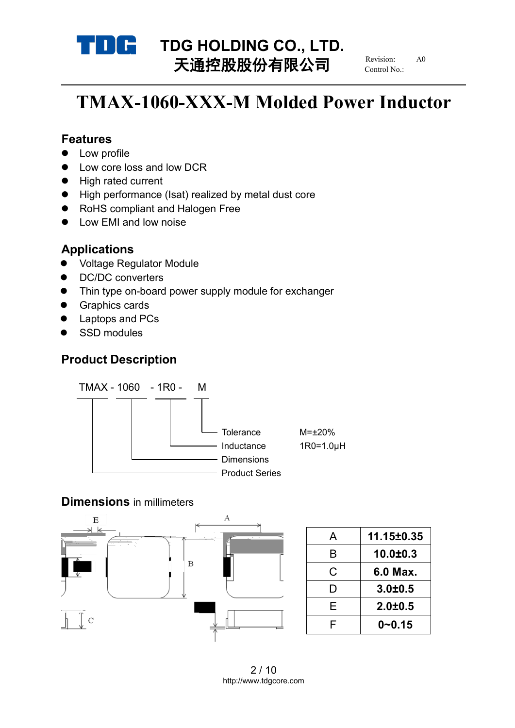TDG HOLDING CO., LTD.
天通控股股份有限公司

Revision: A0
Control No.:

# TMAX-1060-XXX-M Molded Power Inductor

## Features

- Low profile
- Low core loss and low DCR
- High rated current
- High performance (Isat) realized by metal dust core
- RoHS compliant and Halogen Free
- Low EMI and low noise

## Applications

- Voltage Regulator Module
- DC/DC converters
- Thin type on-board power supply module for exchanger
- Graphics cards
- Laptops and PCs
- SSD modules

## Product Description

TMAX - 1060 - 1R0 - M

| Code | Meaning | Value |
|---|---|---|
| M | Tolerance | M=±20% |
| 1R0 | Inductance | 1R0=1.0μH |
| 1060 | Dimensions | |
| TMAX | Product Series | |

## Dimensions in millimeters

| | |
|---|---|
| A | 11.15±0.35 |
| B | 10.0±0.3 |
| C | 6.0 Max. |
| D | 3.0±0.5 |
| E | 2.0±0.5 |
| F | 0~0.15 |

http://www.tdgcore.com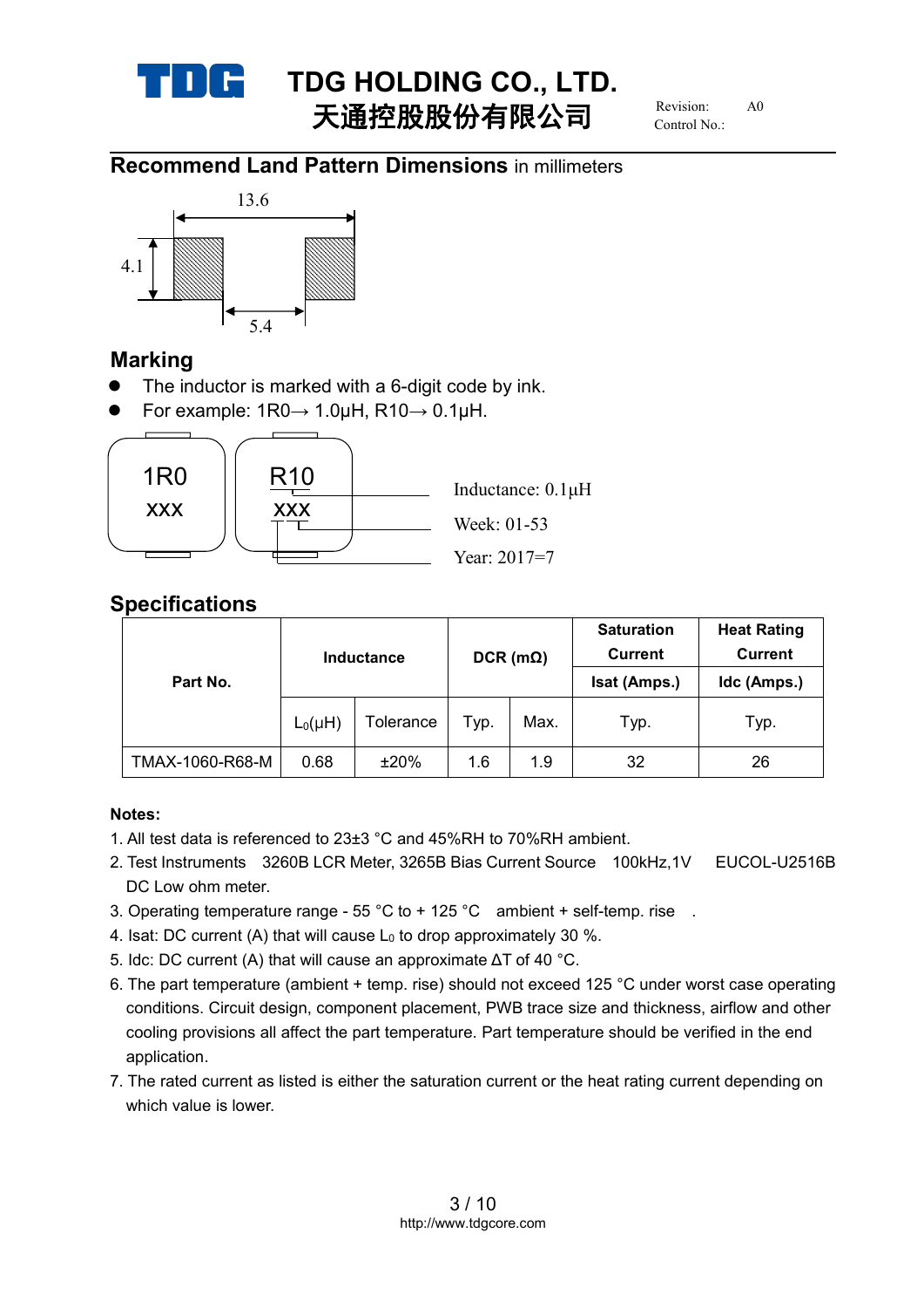## Recommend Land Pattern Dimensions in millimeters

13.6

4.1

5.4

## Marking

- The inductor is marked with a 6-digit code by ink.
- For example: 1R0→ 1.0μH, R10→ 0.1μH.

1R0
XXX

R10
XXX

Inductance: 0.1μH

Week: 01-53

Year: 2017=7

## Specifications

| Part No. | Inductance | | DCR (mΩ) | | Saturation Current Isat (Amps.) | Heat Rating Current Idc (Amps.) |
|---|---|---|---|---|---|---|
| | $L_0$(μH) | Tolerance | Typ. | Max. | Typ. | Typ. |
| TMAX-1060-R68-M | 0.68 | ±20% | 1.6 | 1.9 | 32 | 26 |

**Notes:**

1. All test data is referenced to 23±3 °C and 45%RH to 70%RH ambient.
2. Test Instruments 3260B LCR Meter, 3265B Bias Current Source 100kHz,1V EUCOL-U2516B DC Low ohm meter.
3. Operating temperature range - 55 °C to + 125 °C ambient + self-temp. rise .
4. Isat: DC current (A) that will cause $L_0$ to drop approximately 30 %.
5. Idc: DC current (A) that will cause an approximate ΔT of 40 °C.
6. The part temperature (ambient + temp. rise) should not exceed 125 °C under worst case operating conditions. Circuit design, component placement, PWB trace size and thickness, airflow and other cooling provisions all affect the part temperature. Part temperature should be verified in the end application.
7. The rated current as listed is either the saturation current or the heat rating current depending on which value is lower.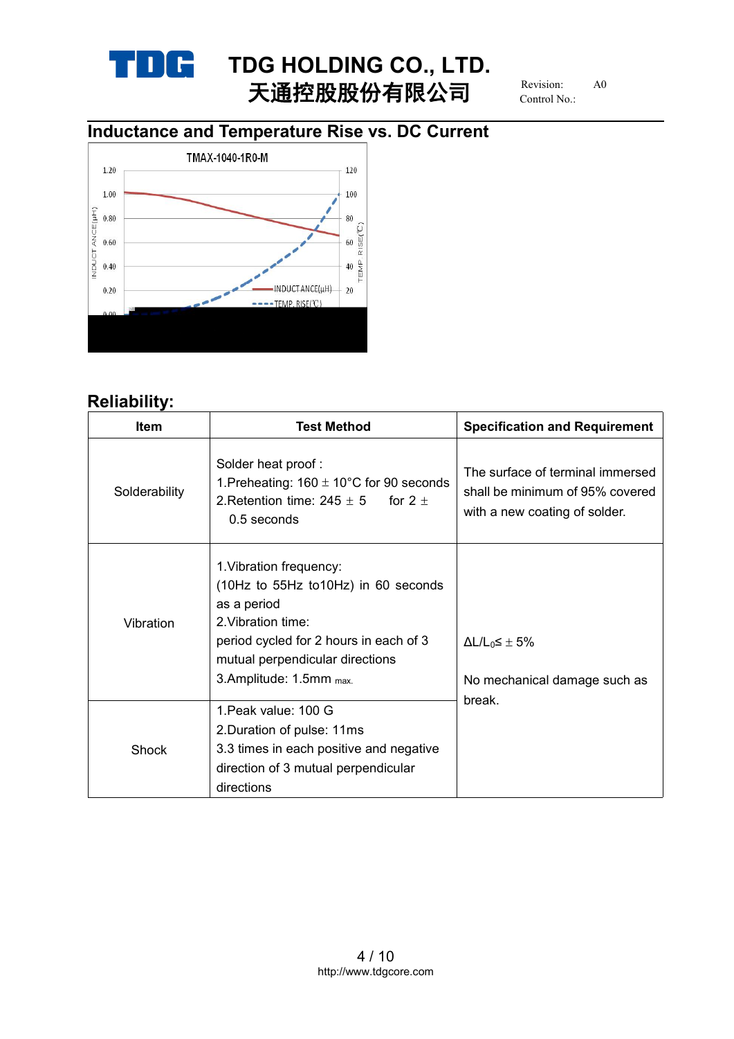## Inductance and Temperature Rise vs. DC Current

TMAX-1040-1R0-M

## Reliability:

| Item | Test Method | Specification and Requirement |
|---|---|---|
| Solderability | Solder heat proof :<br>1.Preheating: 160 ± 10°C for 90 seconds<br>2.Retention time: 245 ± 5 for 2 ± 0.5 seconds | The surface of terminal immersed shall be minimum of 95% covered with a new coating of solder. |
| Vibration | 1.Vibration frequency:<br>(10Hz to 55Hz to10Hz) in 60 seconds as a period<br>2.Vibration time:<br>period cycled for 2 hours in each of 3 mutual perpendicular directions<br>3.Amplitude: 1.5mm max. | $\Delta L/L_0 \leq \pm 5\%$<br><br>No mechanical damage such as break. |
| Shock | 1.Peak value: 100 G<br>2.Duration of pulse: 11ms<br>3.3 times in each positive and negative direction of 3 mutual perpendicular directions | |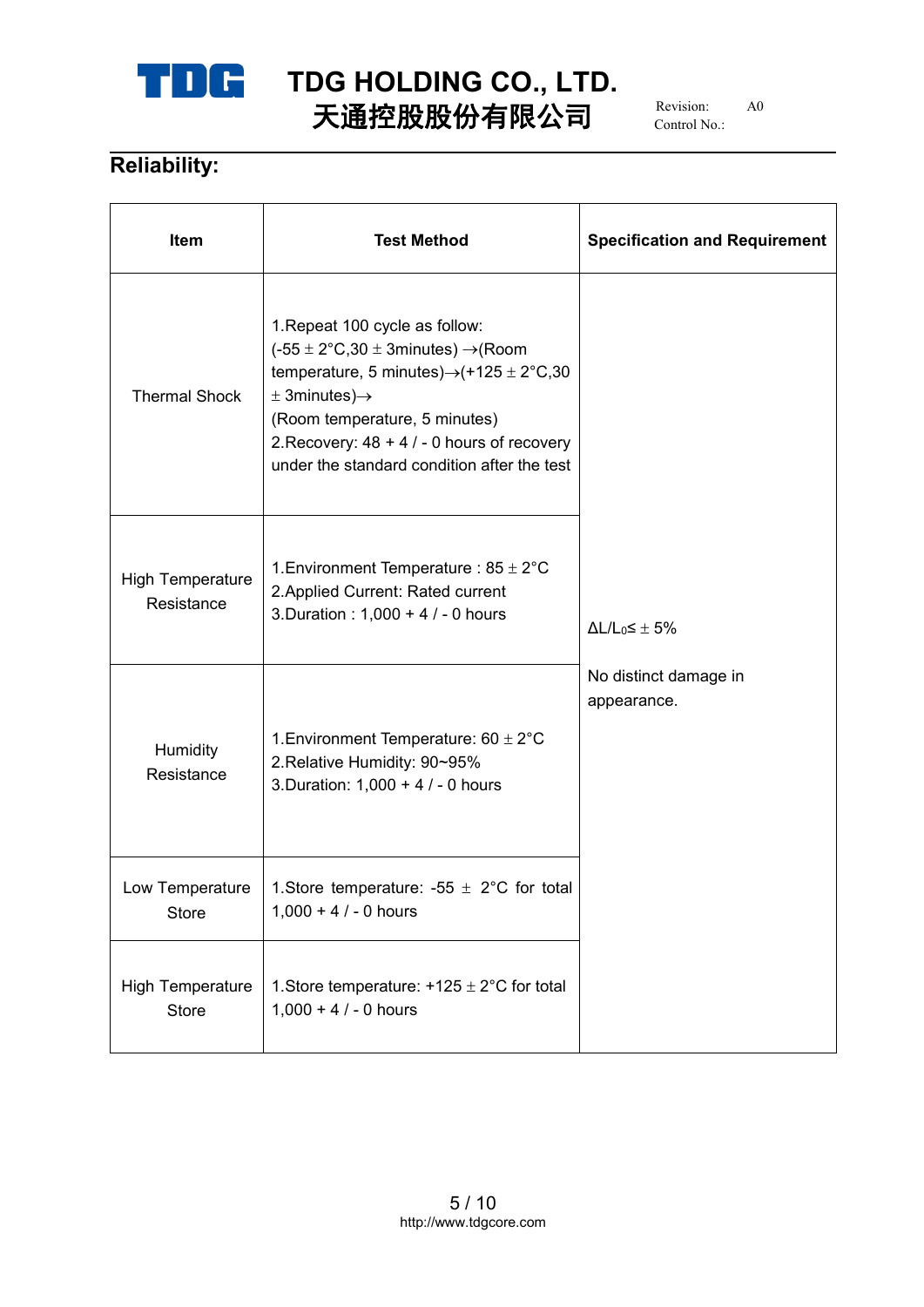## Reliability:

| Item | Test Method | Specification and Requirement |
|---|---|---|
| Thermal Shock | 1.Repeat 100 cycle as follow:<br>(-55 ± 2°C,30 ± 3minutes) →(Room temperature, 5 minutes)→(+125 ± 2°C,30 ± 3minutes)→<br>(Room temperature, 5 minutes)<br>2.Recovery: 48 + 4 / - 0 hours of recovery under the standard condition after the test | $\Delta L/L_0 \leq \pm 5\%$<br><br>No distinct damage in appearance. |
| High Temperature Resistance | 1.Environment Temperature : 85 ± 2°C<br>2.Applied Current: Rated current<br>3.Duration : 1,000 + 4 / - 0 hours | |
| Humidity Resistance | 1.Environment Temperature: 60 ± 2°C<br>2.Relative Humidity: 90~95%<br>3.Duration: 1,000 + 4 / - 0 hours | |
| Low Temperature Store | 1.Store temperature: -55 ± 2°C for total 1,000 + 4 / - 0 hours | |
| High Temperature Store | 1.Store temperature: +125 ± 2°C for total 1,000 + 4 / - 0 hours | |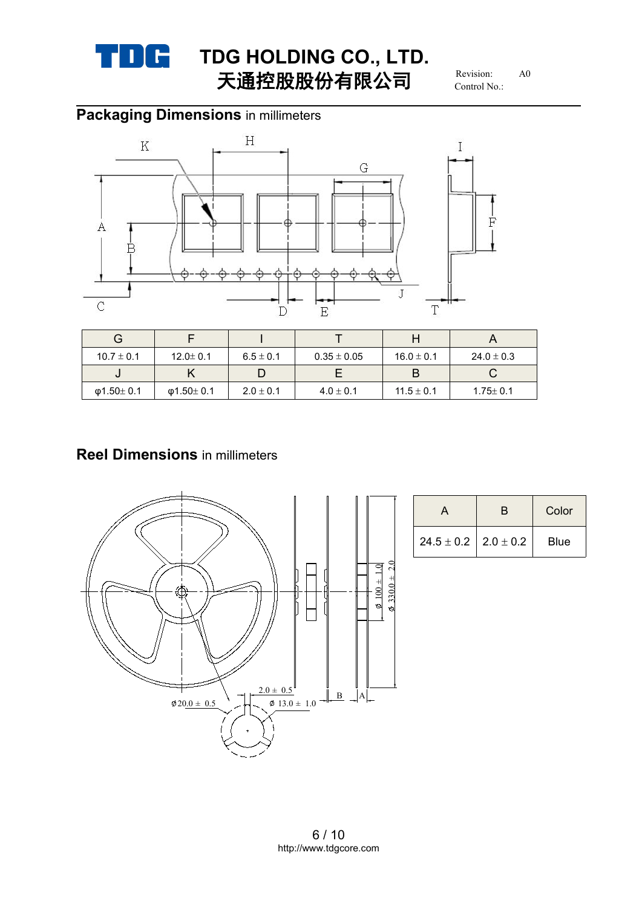## Packaging Dimensions in millimeters

| G | F | I | T | H | A |
|---|---|---|---|---|---|
| 10.7 ± 0.1 | 12.0± 0.1 | 6.5 ± 0.1 | 0.35 ± 0.05 | 16.0 ± 0.1 | 24.0 ± 0.3 |
| J | K | D | E | B | C |
| φ1.50± 0.1 | φ1.50± 0.1 | 2.0 ± 0.1 | 4.0 ± 0.1 | 11.5 ± 0.1 | 1.75± 0.1 |

## Reel Dimensions in millimeters

| A | B | Color |
|---|---|---|
| 24.5 ± 0.2 | 2.0 ± 0.2 | Blue |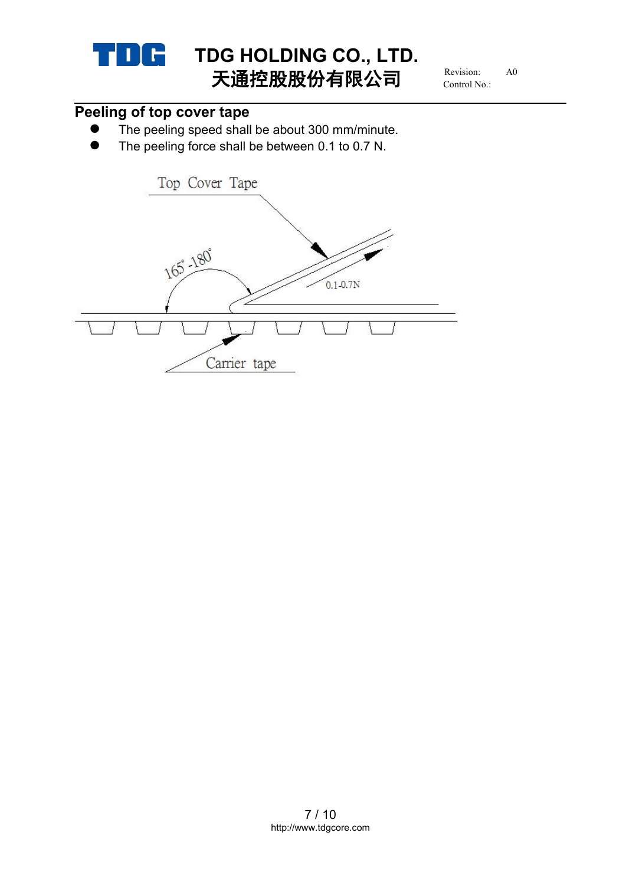## Peeling of top cover tape

- The peeling speed shall be about 300 mm/minute.
- The peeling force shall be between 0.1 to 0.7 N.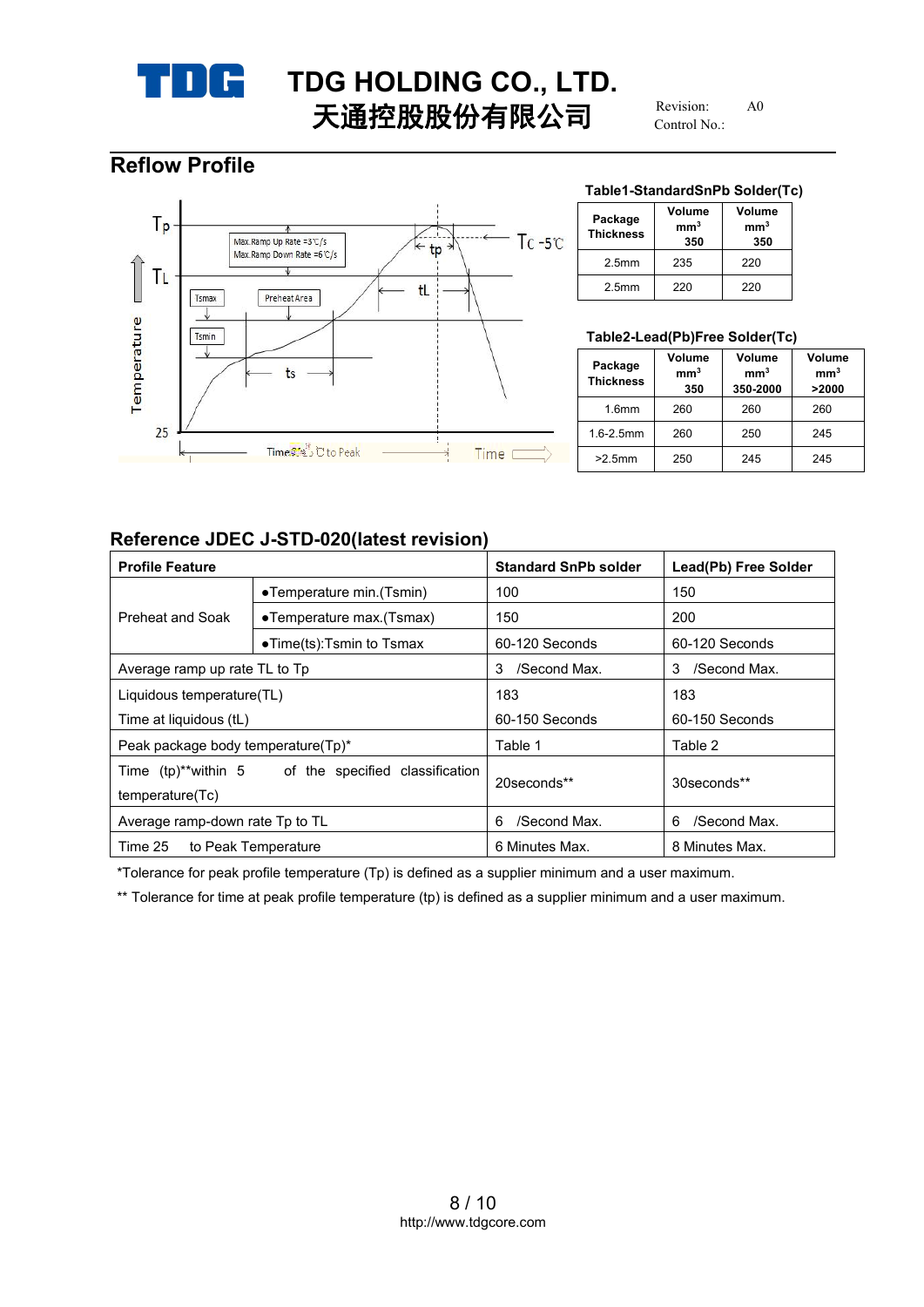# TDG HOLDING CO., LTD.
# 天通控股股份有限公司

Revision: A0
Control No.:

## Reflow Profile

**Table1-StandardSnPb Solder(Tc)**

| Package Thickness | Volume $mm^3$ 350 | Volume $mm^3$ 350 |
|---|---|---|
| 2.5mm | 235 | 220 |
| 2.5mm | 220 | 220 |

**Table2-Lead(Pb)Free Solder(Tc)**

| Package Thickness | Volume $mm^3$ 350 | Volume $mm^3$ 350-2000 | Volume $mm^3$ >2000 |
|---|---|---|---|
| 1.6mm | 260 | 260 | 260 |
| 1.6-2.5mm | 260 | 250 | 245 |
| >2.5mm | 250 | 245 | 245 |

## Reference JDEC J-STD-020(latest revision)

| Profile Feature | | Standard SnPb solder | Lead(Pb) Free Solder |
|---|---|---|---|
| Preheat and Soak | ●Temperature min.(Tsmin) | 100 | 150 |
| | ●Temperature max.(Tsmax) | 150 | 200 |
| | ●Time(ts):Tsmin to Tsmax | 60-120 Seconds | 60-120 Seconds |
| Average ramp up rate TL to Tp | | 3 /Second Max. | 3 /Second Max. |
| Liquidous temperature(TL)<br>Time at liquidous (tL) | | 183<br>60-150 Seconds | 183<br>60-150 Seconds |
| Peak package body temperature(Tp)* | | Table 1 | Table 2 |
| Time (tp)**within 5 of the specified classification temperature(Tc) | | 20seconds** | 30seconds** |
| Average ramp-down rate Tp to TL | | 6 /Second Max. | 6 /Second Max. |
| Time 25 to Peak Temperature | | 6 Minutes Max. | 8 Minutes Max. |

*Tolerance for peak profile temperature (Tp) is defined as a supplier minimum and a user maximum.

** Tolerance for time at peak profile temperature (tp) is defined as a supplier minimum and a user maximum.

http://www.tdgcore.com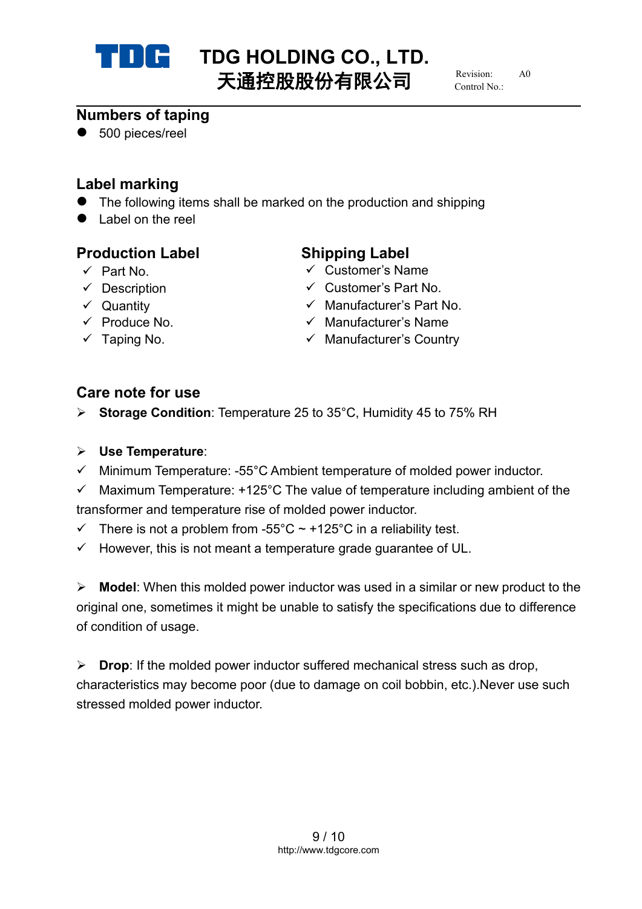## Numbers of taping

- 500 pieces/reel

## Label marking

- The following items shall be marked on the production and shipping
- Label on the reel

### Production Label

- ✓ Part No.
- ✓ Description
- ✓ Quantity
- ✓ Produce No.
- ✓ Taping No.

### Shipping Label

- ✓ Customer's Name
- ✓ Customer's Part No.
- ✓ Manufacturer's Part No.
- ✓ Manufacturer's Name
- ✓ Manufacturer's Country

## Care note for use

➢ **Storage Condition**: Temperature 25 to 35°C, Humidity 45 to 75% RH

➢ **Use Temperature**:

✓ Minimum Temperature: -55°C Ambient temperature of molded power inductor.

✓ Maximum Temperature: +125°C The value of temperature including ambient of the transformer and temperature rise of molded power inductor.

✓ There is not a problem from -55°C ~ +125°C in a reliability test.

✓ However, this is not meant a temperature grade guarantee of UL.

➢ **Model**: When this molded power inductor was used in a similar or new product to the original one, sometimes it might be unable to satisfy the specifications due to difference of condition of usage.

➢ **Drop**: If the molded power inductor suffered mechanical stress such as drop, characteristics may become poor (due to damage on coil bobbin, etc.).Never use such stressed molded power inductor.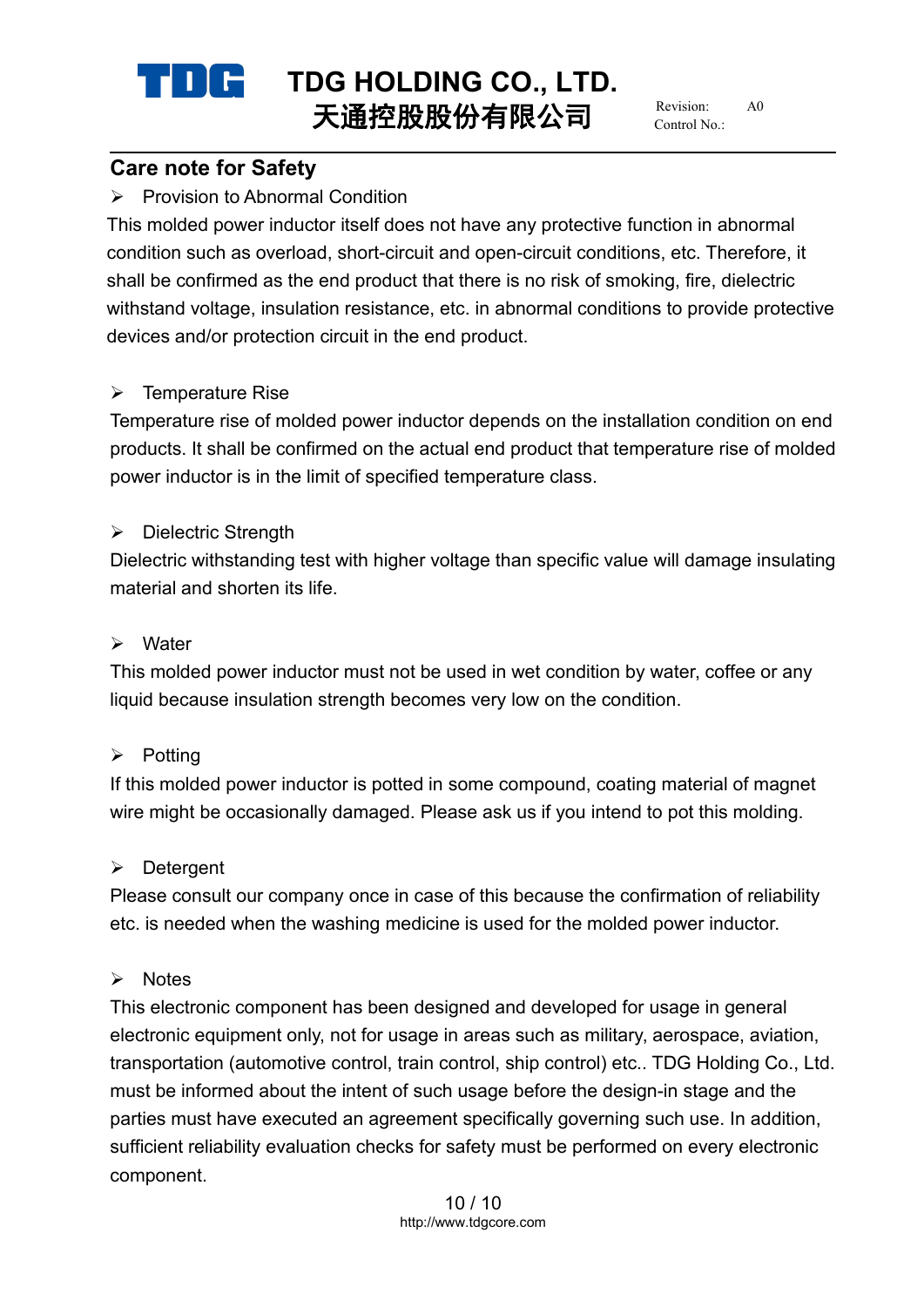## Care note for Safety

- Provision to Abnormal Condition

This molded power inductor itself does not have any protective function in abnormal condition such as overload, short-circuit and open-circuit conditions, etc. Therefore, it shall be confirmed as the end product that there is no risk of smoking, fire, dielectric withstand voltage, insulation resistance, etc. in abnormal conditions to provide protective devices and/or protection circuit in the end product.

- Temperature Rise

Temperature rise of molded power inductor depends on the installation condition on end products. It shall be confirmed on the actual end product that temperature rise of molded power inductor is in the limit of specified temperature class.

- Dielectric Strength

Dielectric withstanding test with higher voltage than specific value will damage insulating material and shorten its life.

- Water

This molded power inductor must not be used in wet condition by water, coffee or any liquid because insulation strength becomes very low on the condition.

- Potting

If this molded power inductor is potted in some compound, coating material of magnet wire might be occasionally damaged. Please ask us if you intend to pot this molding.

- Detergent

Please consult our company once in case of this because the confirmation of reliability etc. is needed when the washing medicine is used for the molded power inductor.

- Notes

This electronic component has been designed and developed for usage in general electronic equipment only, not for usage in areas such as military, aerospace, aviation, transportation (automotive control, train control, ship control) etc.. TDG Holding Co., Ltd. must be informed about the intent of such usage before the design-in stage and the parties must have executed an agreement specifically governing such use. In addition, sufficient reliability evaluation checks for safety must be performed on every electronic component.